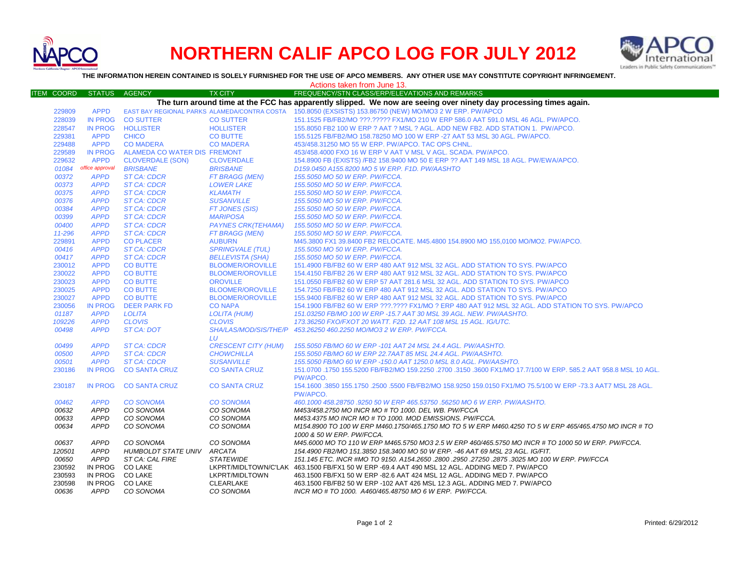# NORTHERN CALIF APCO LOG FOR JULY 2012

**THE INFORMATION HEREIN CONTAINED IS SOLELY FURNISHED FOR THE USE OF APCO MEMBERS. ANY OTHER USE MAY CONSTITUTE COPYRIGHT INFRINGEMENT.**

Actions taken from June 13.

| ITEM | COORD | STATUS | AGENCY | TX CITY | FREQUENCY/STN CLASS/ERP/ELEVATIONS AND REMARKS |
|---|---|---|---|---|---|
| | | | | | **The turn around time at the FCC has apparently slipped. We now are seeing over ninety day processing times again.** |
| | 229809 | APPD | EAST BAY REGIONAL PARKS | ALAMEDA/CONTRA COSTA | 150.8050 (EXSISTS) 153.86750 (NEW) MO/MO3 2 W ERP. PW/APCO |
| | 228039 | IN PROG | CO SUTTER | CO SUTTER | 151.1525 FB/FB2/MO ???.????? FX1/MO 210 W ERP 586.0 AAT 591.0 MSL 46 AGL. PW/APCO. |
| | 228547 | IN PROG | HOLLISTER | HOLLISTER | 155.8050 FB2 100 W ERP ? AAT ? MSL ? AGL. ADD NEW FB2. ADD STATION 1. PW/APCO. |
| | 229381 | APPD | CHICO | CO BUTTE | 155.5125 FB/FB2/MO 158.78250 MO 100 W ERP -27 AAT 53 MSL 30 AGL. PW/APCO. |
| | 229488 | APPD | CO MADERA | CO MADERA | 453/458.31250 MO 55 W ERP. PW/APCO. TAC OPS CHNL. |
| | 229589 | IN PROG | ALAMEDA CO WATER DIS | FREMONT | 453/458.4000 FXO 16 W ERP V AAT V MSL V AGL. SCADA. PW/APCO. |
| | 229632 | APPD | CLOVERDALE (SON) | CLOVERDALE | 154.8900 FB (EXISTS) /FB2 158.9400 MO 50 E ERP ?? AAT 149 MSL 18 AGL. PW/EWA/APCO. |
| | *01084* | *office approval* | *BRISBANE* | *BRISBANE* | *D159.0450 A155.8200 MO 5 W ERP. F1D. PW/AASHTO* |
| | *00372* | *APPD* | *ST CA: CDCR* | *FT BRAGG (MEN)* | *155.5050 MO 50 W ERP. PW/FCCA.* |
| | *00373* | *APPD* | *ST CA: CDCR* | *LOWER LAKE* | *155.5050 MO 50 W ERP. PW/FCCA.* |
| | *00375* | *APPD* | *ST CA: CDCR* | *KLAMATH* | *155.5050 MO 50 W ERP. PW/FCCA.* |
| | *00376* | *APPD* | *ST CA: CDCR* | *SUSANVILLE* | *155.5050 MO 50 W ERP. PW/FCCA.* |
| | *00384* | *APPD* | *ST CA: CDCR* | *FT JONES (SIS)* | *155.5050 MO 50 W ERP. PW/FCCA.* |
| | *00399* | *APPD* | *ST CA: CDCR* | *MARIPOSA* | *155.5050 MO 50 W ERP. PW/FCCA.* |
| | *00400* | *APPD* | *ST CA: CDCR* | *PAYNES CRK(TEHAMA)* | *155.5050 MO 50 W ERP. PW/FCCA.* |
| | *11-296* | *APPD* | *ST CA: CDCR* | *FT BRAGG (MEN)* | *155.5050 MO 50 W ERP. PW/FCCA.* |
| | 229891 | APPD | CO PLACER | AUBURN | M45.3800 FX1 39.8400 FB2 RELOCATE. M45.4800 154.8900 MO 155,0100 MO/MO2. PW/APCO. |
| | *00416* | *APPD* | *ST CA: CDCR* | *SPRINGVALE (TUL)* | *155.5050 MO 50 W ERP. PW/FCCA.* |
| | *00417* | *APPD* | *ST CA: CDCR* | *BELLEVISTA (SHA)* | *155.5050 MO 50 W ERP. PW/FCCA.* |
| | 230012 | APPD | CO BUTTE | BLOOMER/OROVILLE | 151.4900 FB/FB2 60 W ERP 480 AAT 912 MSL 32 AGL. ADD STATION TO SYS. PW/APCO |
| | 230022 | APPD | CO BUTTE | BLOOMER/OROVILLE | 154.4150 FB/FB2 26 W ERP 480 AAT 912 MSL 32 AGL. ADD STATION TO SYS. PW/APCO |
| | 230023 | APPD | CO BUTTE | OROVILLE | 151.0550 FB/FB2 60 W ERP 57 AAT 281.6 MSL 32 AGL. ADD STATION TO SYS. PW/APCO |
| | 230025 | APPD | CO BUTTE | BLOOMER/OROVILLE | 154.7250 FB/FB2 60 W ERP 480 AAT 912 MSL 32 AGL. ADD STATION TO SYS. PW/APCO |
| | 230027 | APPD | CO BUTTE | BLOOMER/OROVILLE | 155.9400 FB/FB2 60 W ERP 480 AAT 912 MSL 32 AGL. ADD STATION TO SYS. PW/APCO |
| | 230056 | IN PROG | DEER PARK FD | CO NAPA | 154.1900 FB/FB2 60 W ERP ???.???? FX1/MO ? ERP 480 AAT 912 MSL 32 AGL. ADD STATION TO SYS. PW/APCO |
| | *01187* | *APPD* | *LOLITA* | *LOLITA (HUM)* | *151.03250 FB/MO 100 W ERP -15.7 AAT 30 MSL 39 AGL. NEW. PW/AASHTO.* |
| | *109226* | *APPD* | *CLOVIS* | *CLOVIS* | *173.36250 FXO/FXOT 20 WATT. F2D. 12 AAT 108 MSL 15 AGL. IG/UTC.* |
| | *00498* | *APPD* | *ST CA: DOT* | *SHA/LAS/MOD/SIS/THE/PLU* | *453.26250 460.2250 MO/MO3 2 W ERP. PW/FCCA.* |
| | *00499* | *APPD* | *ST CA: CDCR* | *CRESCENT CITY (HUM)* | *155.5050 FB/MO 60 W ERP -101 AAT 24 MSL 24.4 AGL. PW/AASHTO.* |
| | *00500* | *APPD* | *ST CA: CDCR* | *CHOWCHILLA* | *155.5050 FB/MO 60 W ERP 22.7AAT 85 MSL 24.4 AGL. PW/AASHTO.* |
| | *00501* | *APPD* | *ST CA: CDCR* | *SUSANVILLE* | *155.5050 FB/MO 60 W ERP -150.0 AAT 1250.0 MSL 8.0 AGL. PW/AASHTO.* |
| | 230186 | IN PROG | CO SANTA CRUZ | CO SANTA CRUZ | 151.0700 .1750 155.5200 FB/FB2/MO 159.2250 .2700 .3150 .3600 FX1/MO 17.7/100 W ERP. 585.2 AAT 958.8 MSL 10 AGL. PW/APCO. |
| | 230187 | IN PROG | CO SANTA CRUZ | CO SANTA CRUZ | 154.1600 .3850 155.1750 .2500 .5500 FB/FB2/MO 158.9250 159.0150 FX1/MO 75.5/100 W ERP -73.3 AAT7 MSL 28 AGL. PW/APCO. |
| | *00462* | *APPD* | *CO SONOMA* | *CO SONOMA* | *460.1000 458.28750 .9250 50 W ERP 465.53750 .56250 MO 6 W ERP. PW/AASHTO.* |
| | *00632* | *APPD* | *CO SONOMA* | *CO SONOMA* | *M453/458.2750 MO INCR MO # TO 1000. DEL WB. PW/FCCA* |
| | *00633* | *APPD* | *CO SONOMA* | *CO SONOMA* | *M453.4375 MO INCR MO # TO 1000. MOD EMISSIONS. PW/FCCA.* |
| | *00634* | *APPD* | *CO SONOMA* | *CO SONOMA* | *M154.8900 TO 100 W ERP M460.1750/465.1750 MO TO 5 W ERP M460.4250 TO 5 W ERP 465/465.4750 MO INCR # TO 1000 & 50 W ERP. PW/FCCA.* |
| | *00637* | *APPD* | *CO SONOMA* | *CO SONOMA* | *M45.6000 MO TO 110 W ERP M465.5750 MO3 2.5 W ERP 460/465.5750 MO INCR # TO 1000 50 W ERP. PW/FCCA.* |
| | *120501* | *APPD* | *HUMBOLDT STATE UNIV* | *ARCATA* | *154.4900 FB2/MO 151.3850 158.3400 MO 50 W ERP. -46 AAT 69 MSL 23 AGL. IG/FIT.* |
| | *00650* | *APPD* | *ST CA: CAL FIRE* | *STATEWIDE* | *151.145 ETC. INCR #MO TO 9150. A154.2650 .2800 .2950 .27250 .2875 .3025 MO 100 W ERP. PW/FCCA* |
| | 230592 | IN PROG | CO LAKE | LKPRT/MIDLTOWN/C'LAK | 463.1500 FB/FX1 50 W ERP -69.4 AAT 490 MSL 12 AGL. ADDING MED 7. PW/APCO |
| | 230593 | IN PROG | CO LAKE | LKPRT/MIDLTOWN | 463.1500 FB/FX1 50 W ERP -82.6 AAT 424 MSL 12 AGL. ADDING MED 7. PW/APCO |
| | 230598 | IN PROG | CO LAKE | CLEARLAKE | 463.1500 FB/FB2 50 W ERP -102 AAT 426 MSL 12.3 AGL. ADDING MED 7. PW/APCO |
| | *00636* | *APPD* | *CO SONOMA* | *CO SONOMA* | *INCR MO # TO 1000. A460/465.48750 MO 6 W ERP. PW/FCCA.* |

Printed: 6/29/2012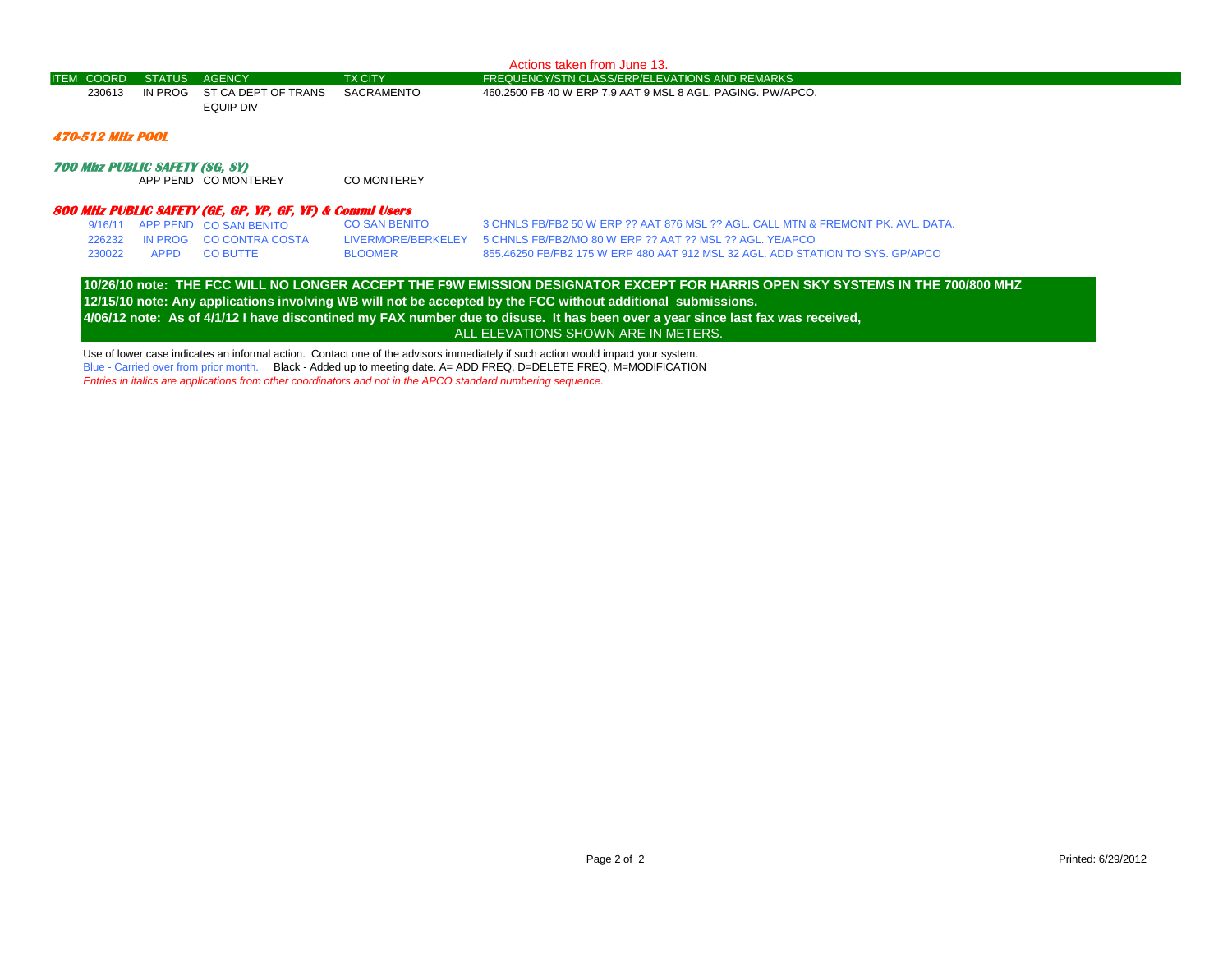Actions taken from June 13.

| ITEM | COORD | STATUS | AGENCY | TX CITY | FREQUENCY/STN CLASS/ERP/ELEVATIONS AND REMARKS |
|---|---|---|---|---|---|
| | 230613 | IN PROG | ST CA DEPT OF TRANS EQUIP DIV | SACRAMENTO | 460.2500 FB 40 W ERP 7.9 AAT 9 MSL 8 AGL. PAGING. PW/APCO. |

### *470-512 MHz POOL*

### *700 Mhz PUBLIC SAFETY (SG, SY)*

| ITEM | COORD | STATUS | AGENCY | TX CITY | FREQUENCY/STN CLASS/ERP/ELEVATIONS AND REMARKS |
|---|---|---|---|---|---|
| | | APP PEND | CO MONTEREY | CO MONTEREY | |

### *800 MHz PUBLIC SAFETY (GE, GP, YP, GF, YF) & Comml Users*

| ITEM | COORD | STATUS | AGENCY | TX CITY | FREQUENCY/STN CLASS/ERP/ELEVATIONS AND REMARKS |
|---|---|---|---|---|---|
| | 9/16/11 | APP PEND | CO SAN BENITO | CO SAN BENITO | 3 CHNLS FB/FB2 50 W ERP ?? AAT 876 MSL ?? AGL. CALL MTN & FREMONT PK. AVL. DATA. |
| | 226232 | IN PROG | CO CONTRA COSTA | LIVERMORE/BERKELEY | 5 CHNLS FB/FB2/MO 80 W ERP ?? AAT ?? MSL ?? AGL. YE/APCO |
| | 230022 | APPD | CO BUTTE | BLOOMER | 855.46250 FB/FB2 175 W ERP 480 AAT 912 MSL 32 AGL. ADD STATION TO SYS. GP/APCO |

**10/26/10 note: THE FCC WILL NO LONGER ACCEPT THE F9W EMISSION DESIGNATOR EXCEPT FOR HARRIS OPEN SKY SYSTEMS IN THE 700/800 MHZ**

**12/15/10 note: Any applications involving WB will not be accepted by the FCC without additional submissions.**

**4/06/12 note: As of 4/1/12 I have discontined my FAX number due to disuse. It has been over a year since last fax was received,**

ALL ELEVATIONS SHOWN ARE IN METERS.

Use of lower case indicates an informal action. Contact one of the advisors immediately if such action would impact your system.

Blue - Carried over from prior month. Black - Added up to meeting date. A= ADD FREQ, D=DELETE FREQ, M=MODIFICATION

*Entries in italics are applications from other coordinators and not in the APCO standard numbering sequence.*

Printed: 6/29/2012